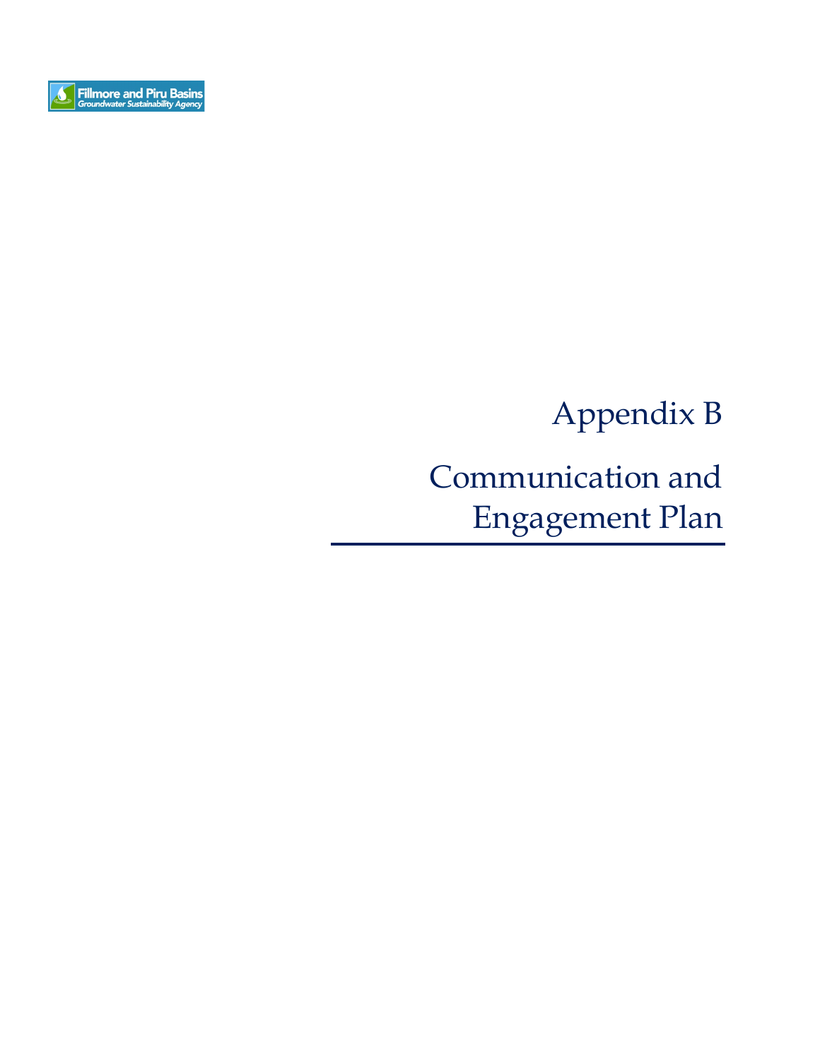Fillmore and Piru Basins
Groundwater Sustainability Agency

# Appendix B

# Communication and Engagement Plan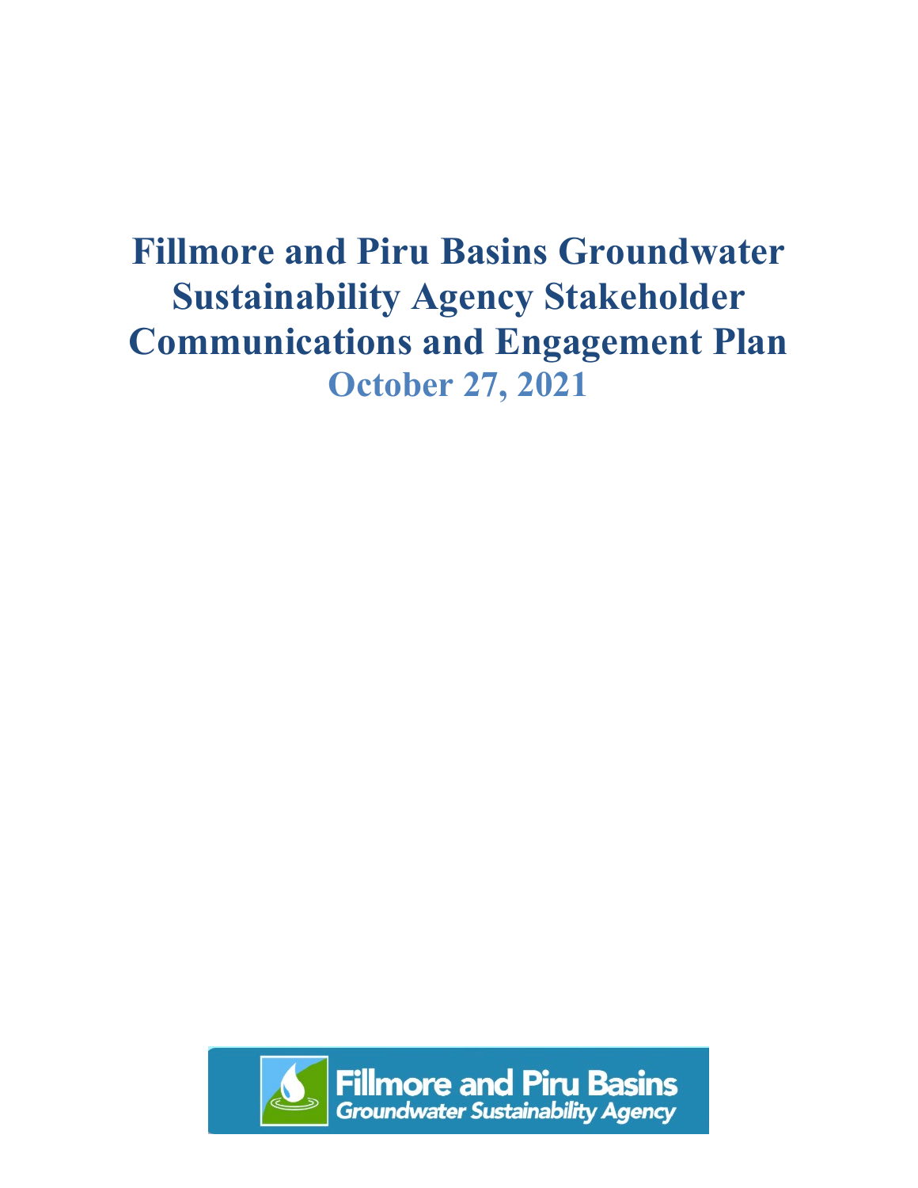# Fillmore and Piru Basins Groundwater Sustainability Agency Stakeholder Communications and Engagement Plan

## October 27, 2021

Fillmore and Piru Basins
Groundwater Sustainability Agency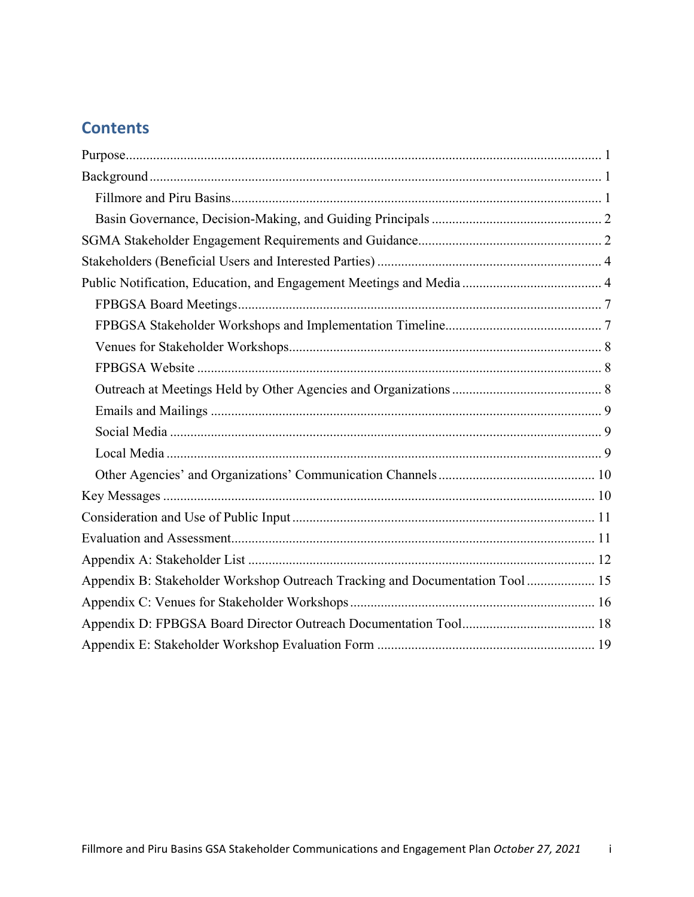# Contents

Purpose ........................................................................................................................... 1

Background ...................................................................................................................... 1

- Fillmore and Piru Basins ............................................................................................ 1
- Basin Governance, Decision-Making, and Guiding Principals ................................... 2

SGMA Stakeholder Engagement Requirements and Guidance ....................................... 2

Stakeholders (Beneficial Users and Interested Parties) .................................................. 4

Public Notification, Education, and Engagement Meetings and Media .......................... 4

- FPBGSA Board Meetings ........................................................................................... 7
- FPBGSA Stakeholder Workshops and Implementation Timeline ............................... 7
- Venues for Stakeholder Workshops ........................................................................... 8
- FPBGSA Website ....................................................................................................... 8
- Outreach at Meetings Held by Other Agencies and Organizations ............................ 8
- Emails and Mailings ................................................................................................... 9
- Social Media .............................................................................................................. 9
- Local Media ............................................................................................................... 9
- Other Agencies' and Organizations' Communication Channels ............................... 10

Key Messages ................................................................................................................ 10

Consideration and Use of Public Input .......................................................................... 11

Evaluation and Assessment ........................................................................................... 11

Appendix A: Stakeholder List ........................................................................................ 12

Appendix B: Stakeholder Workshop Outreach Tracking and Documentation Tool ........ 15

Appendix C: Venues for Stakeholder Workshops .......................................................... 16

Appendix D: FPBGSA Board Director Outreach Documentation Tool ........................... 18

Appendix E: Stakeholder Workshop Evaluation Form ................................................... 19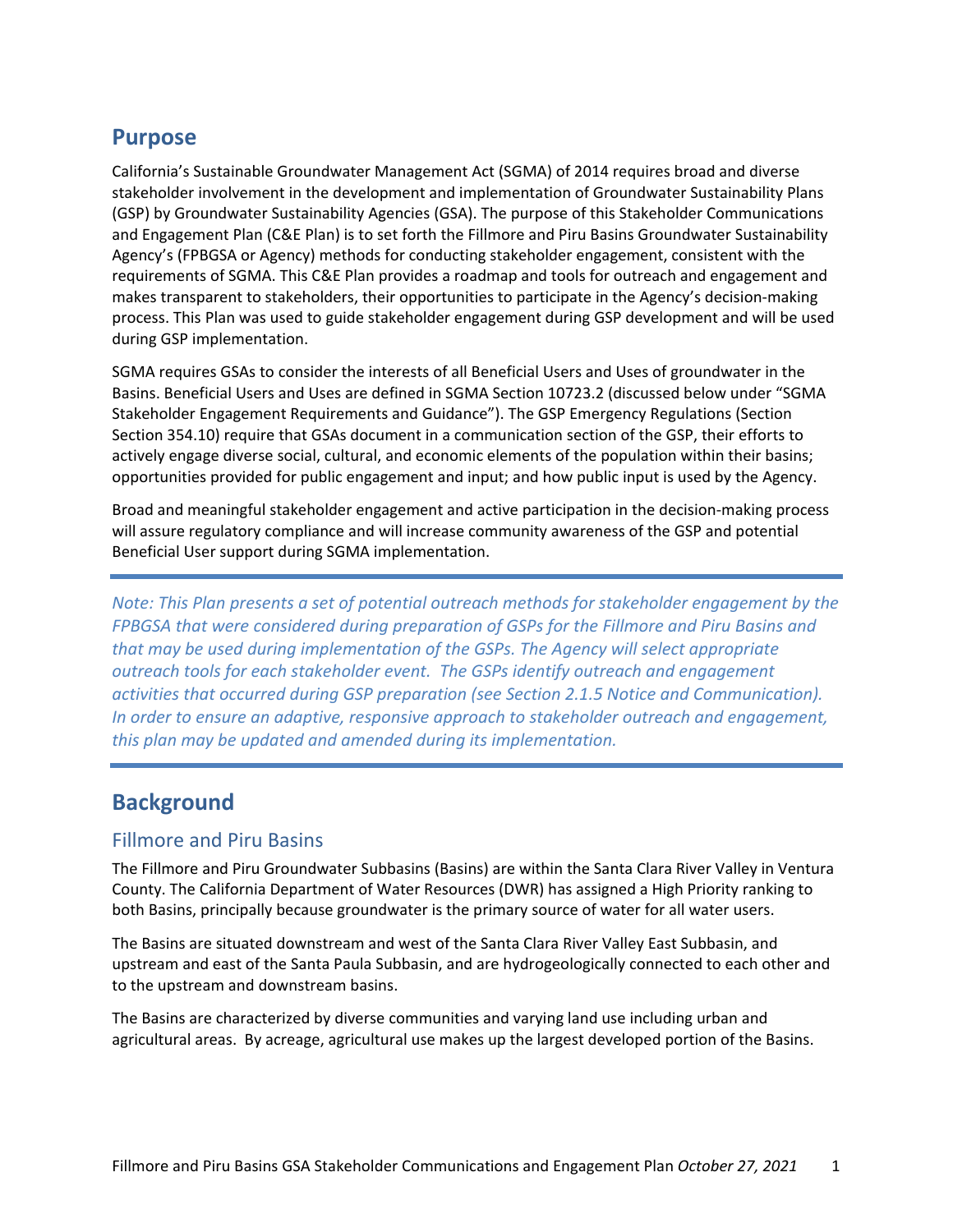## Purpose

California's Sustainable Groundwater Management Act (SGMA) of 2014 requires broad and diverse stakeholder involvement in the development and implementation of Groundwater Sustainability Plans (GSP) by Groundwater Sustainability Agencies (GSA). The purpose of this Stakeholder Communications and Engagement Plan (C&E Plan) is to set forth the Fillmore and Piru Basins Groundwater Sustainability Agency's (FPBGSA or Agency) methods for conducting stakeholder engagement, consistent with the requirements of SGMA. This C&E Plan provides a roadmap and tools for outreach and engagement and makes transparent to stakeholders, their opportunities to participate in the Agency's decision-making process. This Plan was used to guide stakeholder engagement during GSP development and will be used during GSP implementation.

SGMA requires GSAs to consider the interests of all Beneficial Users and Uses of groundwater in the Basins. Beneficial Users and Uses are defined in SGMA Section 10723.2 (discussed below under "SGMA Stakeholder Engagement Requirements and Guidance"). The GSP Emergency Regulations (Section Section 354.10) require that GSAs document in a communication section of the GSP, their efforts to actively engage diverse social, cultural, and economic elements of the population within their basins; opportunities provided for public engagement and input; and how public input is used by the Agency.

Broad and meaningful stakeholder engagement and active participation in the decision-making process will assure regulatory compliance and will increase community awareness of the GSP and potential Beneficial User support during SGMA implementation.

---

*Note: This Plan presents a set of potential outreach methods for stakeholder engagement by the FPBGSA that were considered during preparation of GSPs for the Fillmore and Piru Basins and that may be used during implementation of the GSPs. The Agency will select appropriate outreach tools for each stakeholder event. The GSPs identify outreach and engagement activities that occurred during GSP preparation (see Section 2.1.5 Notice and Communication). In order to ensure an adaptive, responsive approach to stakeholder outreach and engagement, this plan may be updated and amended during its implementation.*

---

## Background

### Fillmore and Piru Basins

The Fillmore and Piru Groundwater Subbasins (Basins) are within the Santa Clara River Valley in Ventura County. The California Department of Water Resources (DWR) has assigned a High Priority ranking to both Basins, principally because groundwater is the primary source of water for all water users.

The Basins are situated downstream and west of the Santa Clara River Valley East Subbasin, and upstream and east of the Santa Paula Subbasin, and are hydrogeologically connected to each other and to the upstream and downstream basins.

The Basins are characterized by diverse communities and varying land use including urban and agricultural areas. By acreage, agricultural use makes up the largest developed portion of the Basins.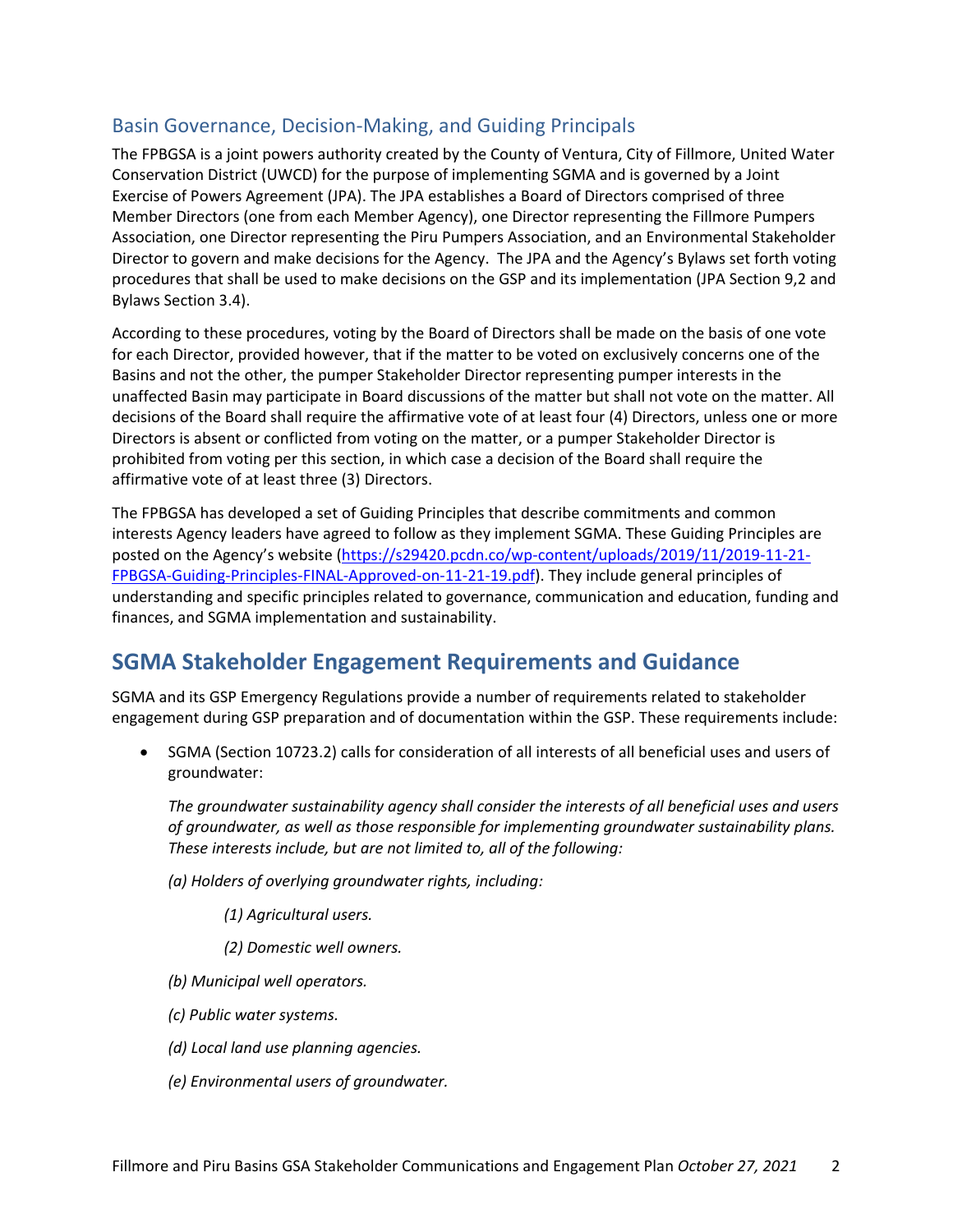### Basin Governance, Decision-Making, and Guiding Principals

The FPBGSA is a joint powers authority created by the County of Ventura, City of Fillmore, United Water Conservation District (UWCD) for the purpose of implementing SGMA and is governed by a Joint Exercise of Powers Agreement (JPA). The JPA establishes a Board of Directors comprised of three Member Directors (one from each Member Agency), one Director representing the Fillmore Pumpers Association, one Director representing the Piru Pumpers Association, and an Environmental Stakeholder Director to govern and make decisions for the Agency. The JPA and the Agency's Bylaws set forth voting procedures that shall be used to make decisions on the GSP and its implementation (JPA Section 9,2 and Bylaws Section 3.4).

According to these procedures, voting by the Board of Directors shall be made on the basis of one vote for each Director, provided however, that if the matter to be voted on exclusively concerns one of the Basins and not the other, the pumper Stakeholder Director representing pumper interests in the unaffected Basin may participate in Board discussions of the matter but shall not vote on the matter. All decisions of the Board shall require the affirmative vote of at least four (4) Directors, unless one or more Directors is absent or conflicted from voting on the matter, or a pumper Stakeholder Director is prohibited from voting per this section, in which case a decision of the Board shall require the affirmative vote of at least three (3) Directors.

The FPBGSA has developed a set of Guiding Principles that describe commitments and common interests Agency leaders have agreed to follow as they implement SGMA. These Guiding Principles are posted on the Agency's website ([https://s29420.pcdn.co/wp-content/uploads/2019/11/2019-11-21-FPBGSA-Guiding-Principles-FINAL-Approved-on-11-21-19.pdf](https://s29420.pcdn.co/wp-content/uploads/2019/11/2019-11-21-FPBGSA-Guiding-Principles-FINAL-Approved-on-11-21-19.pdf)). They include general principles of understanding and specific principles related to governance, communication and education, funding and finances, and SGMA implementation and sustainability.

## SGMA Stakeholder Engagement Requirements and Guidance

SGMA and its GSP Emergency Regulations provide a number of requirements related to stakeholder engagement during GSP preparation and of documentation within the GSP. These requirements include:

- SGMA (Section 10723.2) calls for consideration of all interests of all beneficial uses and users of groundwater:

  *The groundwater sustainability agency shall consider the interests of all beneficial uses and users of groundwater, as well as those responsible for implementing groundwater sustainability plans. These interests include, but are not limited to, all of the following:*

  *(a) Holders of overlying groundwater rights, including:*

  > *(1) Agricultural users.*
  >
  > *(2) Domestic well owners.*

  *(b) Municipal well operators.*

  *(c) Public water systems.*

  *(d) Local land use planning agencies.*

  *(e) Environmental users of groundwater.*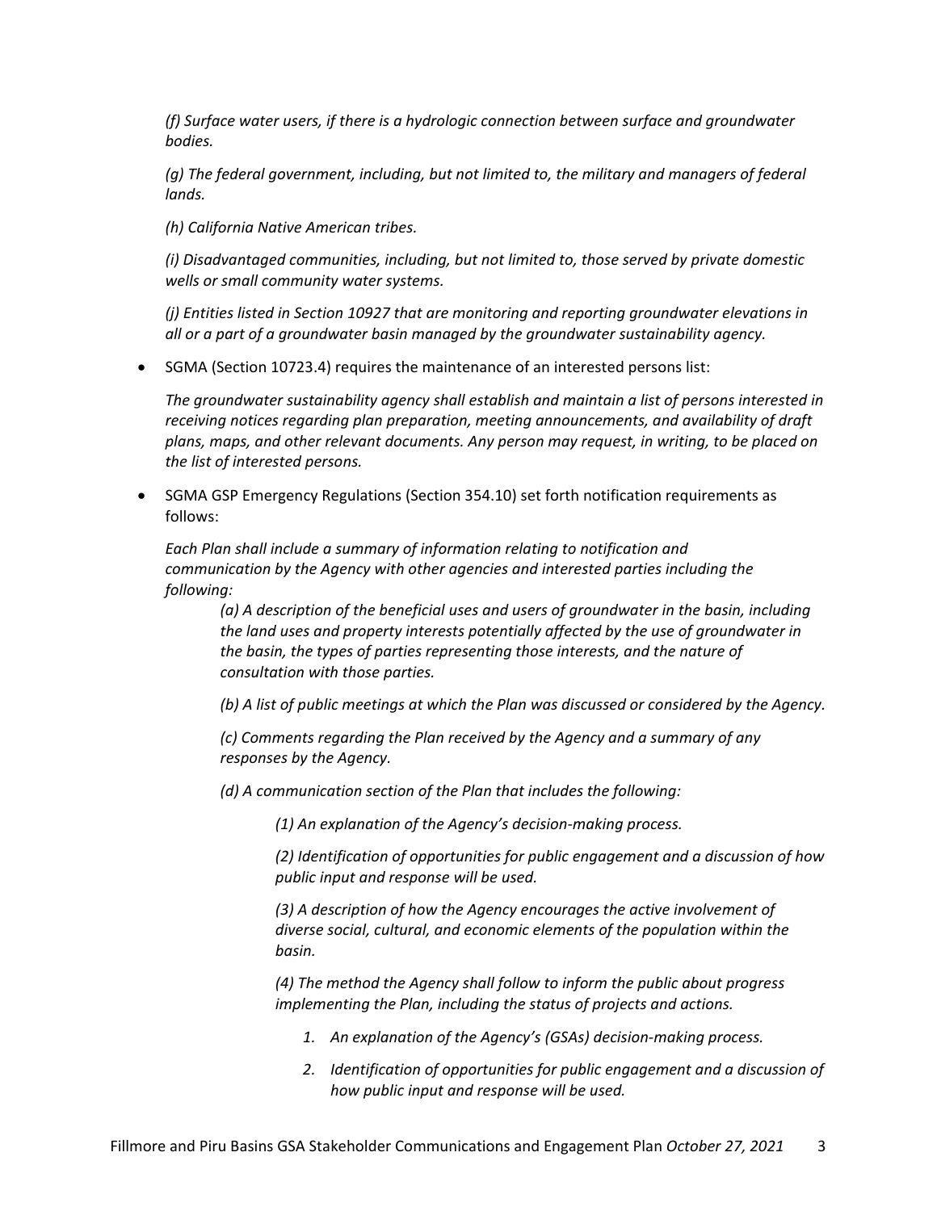*(f) Surface water users, if there is a hydrologic connection between surface and groundwater bodies.*

*(g) The federal government, including, but not limited to, the military and managers of federal lands.*

*(h) California Native American tribes.*

*(i) Disadvantaged communities, including, but not limited to, those served by private domestic wells or small community water systems.*

*(j) Entities listed in Section 10927 that are monitoring and reporting groundwater elevations in all or a part of a groundwater basin managed by the groundwater sustainability agency.*

- SGMA (Section 10723.4) requires the maintenance of an interested persons list:

  *The groundwater sustainability agency shall establish and maintain a list of persons interested in receiving notices regarding plan preparation, meeting announcements, and availability of draft plans, maps, and other relevant documents. Any person may request, in writing, to be placed on the list of interested persons.*

- SGMA GSP Emergency Regulations (Section 354.10) set forth notification requirements as follows:

  *Each Plan shall include a summary of information relating to notification and communication by the Agency with other agencies and interested parties including the following:*

  > *(a) A description of the beneficial uses and users of groundwater in the basin, including the land uses and property interests potentially affected by the use of groundwater in the basin, the types of parties representing those interests, and the nature of consultation with those parties.*
  >
  > *(b) A list of public meetings at which the Plan was discussed or considered by the Agency.*
  >
  > *(c) Comments regarding the Plan received by the Agency and a summary of any responses by the Agency.*
  >
  > *(d) A communication section of the Plan that includes the following:*
  >
  > > *(1) An explanation of the Agency's decision-making process.*
  > >
  > > *(2) Identification of opportunities for public engagement and a discussion of how public input and response will be used.*
  > >
  > > *(3) A description of how the Agency encourages the active involvement of diverse social, cultural, and economic elements of the population within the basin.*
  > >
  > > *(4) The method the Agency shall follow to inform the public about progress implementing the Plan, including the status of projects and actions.*
  > >
  > > 1. *An explanation of the Agency's (GSAs) decision-making process.*
  > > 2. *Identification of opportunities for public engagement and a discussion of how public input and response will be used.*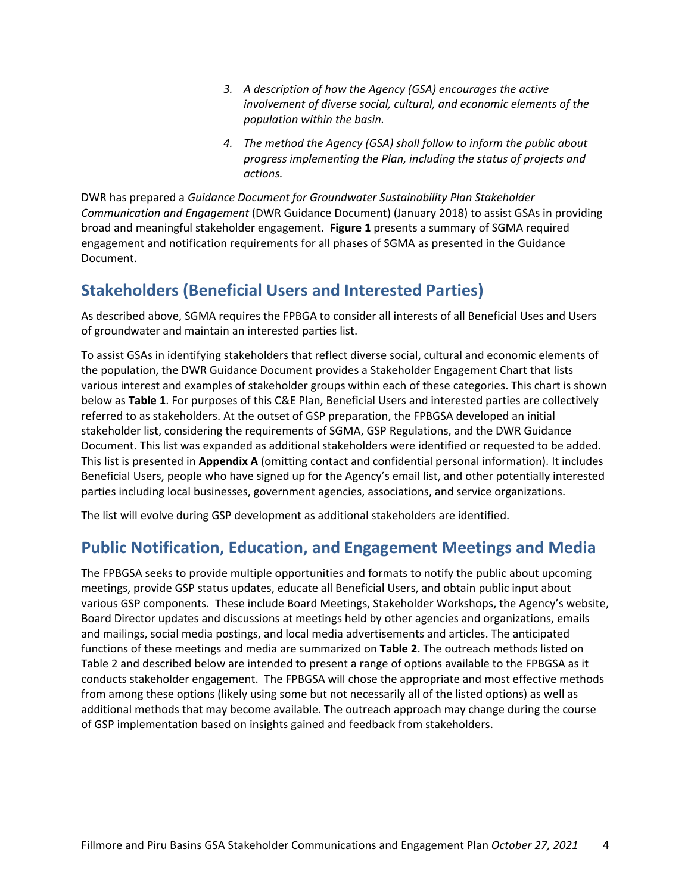3. *A description of how the Agency (GSA) encourages the active involvement of diverse social, cultural, and economic elements of the population within the basin.*
4. *The method the Agency (GSA) shall follow to inform the public about progress implementing the Plan, including the status of projects and actions.*

DWR has prepared a *Guidance Document for Groundwater Sustainability Plan Stakeholder Communication and Engagement* (DWR Guidance Document) (January 2018) to assist GSAs in providing broad and meaningful stakeholder engagement. **Figure 1** presents a summary of SGMA required engagement and notification requirements for all phases of SGMA as presented in the Guidance Document.

## Stakeholders (Beneficial Users and Interested Parties)

As described above, SGMA requires the FPBGA to consider all interests of all Beneficial Uses and Users of groundwater and maintain an interested parties list.

To assist GSAs in identifying stakeholders that reflect diverse social, cultural and economic elements of the population, the DWR Guidance Document provides a Stakeholder Engagement Chart that lists various interest and examples of stakeholder groups within each of these categories. This chart is shown below as **Table 1**. For purposes of this C&E Plan, Beneficial Users and interested parties are collectively referred to as stakeholders. At the outset of GSP preparation, the FPBGSA developed an initial stakeholder list, considering the requirements of SGMA, GSP Regulations, and the DWR Guidance Document. This list was expanded as additional stakeholders were identified or requested to be added. This list is presented in **Appendix A** (omitting contact and confidential personal information). It includes Beneficial Users, people who have signed up for the Agency's email list, and other potentially interested parties including local businesses, government agencies, associations, and service organizations.

The list will evolve during GSP development as additional stakeholders are identified.

## Public Notification, Education, and Engagement Meetings and Media

The FPBGSA seeks to provide multiple opportunities and formats to notify the public about upcoming meetings, provide GSP status updates, educate all Beneficial Users, and obtain public input about various GSP components. These include Board Meetings, Stakeholder Workshops, the Agency's website, Board Director updates and discussions at meetings held by other agencies and organizations, emails and mailings, social media postings, and local media advertisements and articles. The anticipated functions of these meetings and media are summarized on **Table 2**. The outreach methods listed on Table 2 and described below are intended to present a range of options available to the FPBGSA as it conducts stakeholder engagement. The FPBGSA will chose the appropriate and most effective methods from among these options (likely using some but not necessarily all of the listed options) as well as additional methods that may become available. The outreach approach may change during the course of GSP implementation based on insights gained and feedback from stakeholders.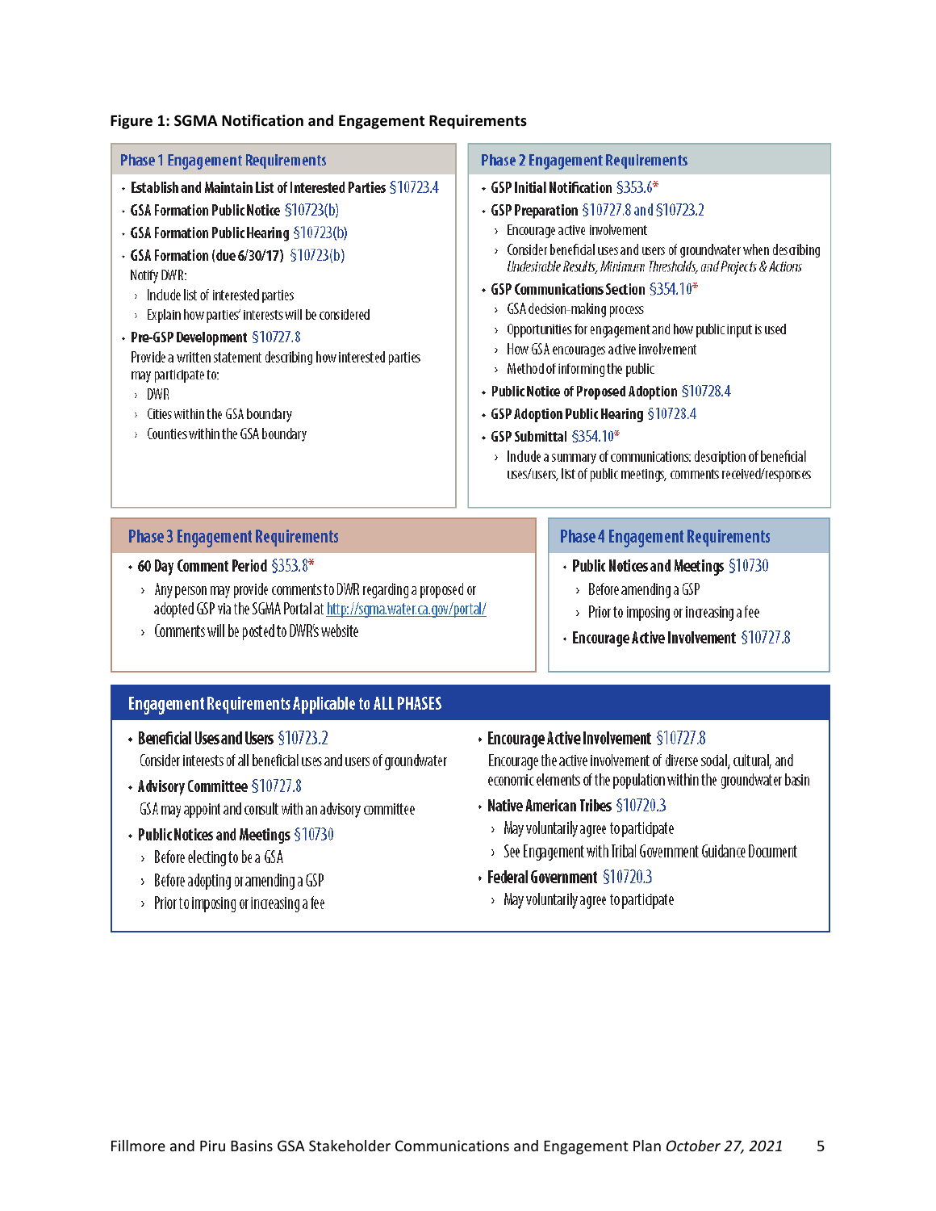**Figure 1: SGMA Notification and Engagement Requirements**

### Phase 1 Engagement Requirements

- **Establish and Maintain List of Interested Parties** §10723.4
- **GSA Formation Public Notice** §10723(b)
- **GSA Formation Public Hearing** §10723(b)
- **GSA Formation (due 6/30/17)** §10723(b)
  Notify DWR:
  - Include list of interested parties
  - Explain how parties' interests will be considered
- **Pre-GSP Development** §10727.8
  Provide a written statement describing how interested parties may participate to:
  - DWR
  - Cities within the GSA boundary
  - Counties within the GSA boundary

### Phase 2 Engagement Requirements

- **GSP Initial Notification** §353.6*
- **GSP Preparation** §10727.8 and §10723.2
  - Encourage active involvement
  - Consider beneficial uses and users of groundwater when describing *Undesirable Results, Minimum Thresholds, and Projects & Actions*
- **GSP Communications Section** §354.10*
  - GSA decision-making process
  - Opportunities for engagement and how public input is used
  - How GSA encourages active involvement
  - Method of informing the public
- **Public Notice of Proposed Adoption** §10728.4
- **GSP Adoption Public Hearing** §10728.4
- **GSP Submittal** §354.10*
  - Include a summary of communications: description of beneficial uses/users, list of public meetings, comments received/responses

### Phase 3 Engagement Requirements

- **60 Day Comment Period** §353.8*
  - Any person may provide comments to DWR regarding a proposed or adopted GSP via the SGMA Portal at http://sgma.water.ca.gov/portal/
  - Comments will be posted to DWR's website

### Phase 4 Engagement Requirements

- **Public Notices and Meetings** §10730
  - Before amending a GSP
  - Prior to imposing or increasing a fee
- **Encourage Active Involvement** §10727.8

### Engagement Requirements Applicable to ALL PHASES

- **Beneficial Uses and Users** §10723.2
  Consider interests of all beneficial uses and users of groundwater
- **Advisory Committee** §10727.8
  GSA may appoint and consult with an advisory committee
- **Public Notices and Meetings** §10730
  - Before electing to be a GSA
  - Before adopting or amending a GSP
  - Prior to imposing or increasing a fee
- **Encourage Active Involvement** §10727.8
  Encourage the active involvement of diverse social, cultural, and economic elements of the population within the groundwater basin
- **Native American Tribes** §10720.3
  - May voluntarily agree to participate
  - See Engagement with Tribal Government Guidance Document
- **Federal Government** §10720.3
  - May voluntarily agree to participate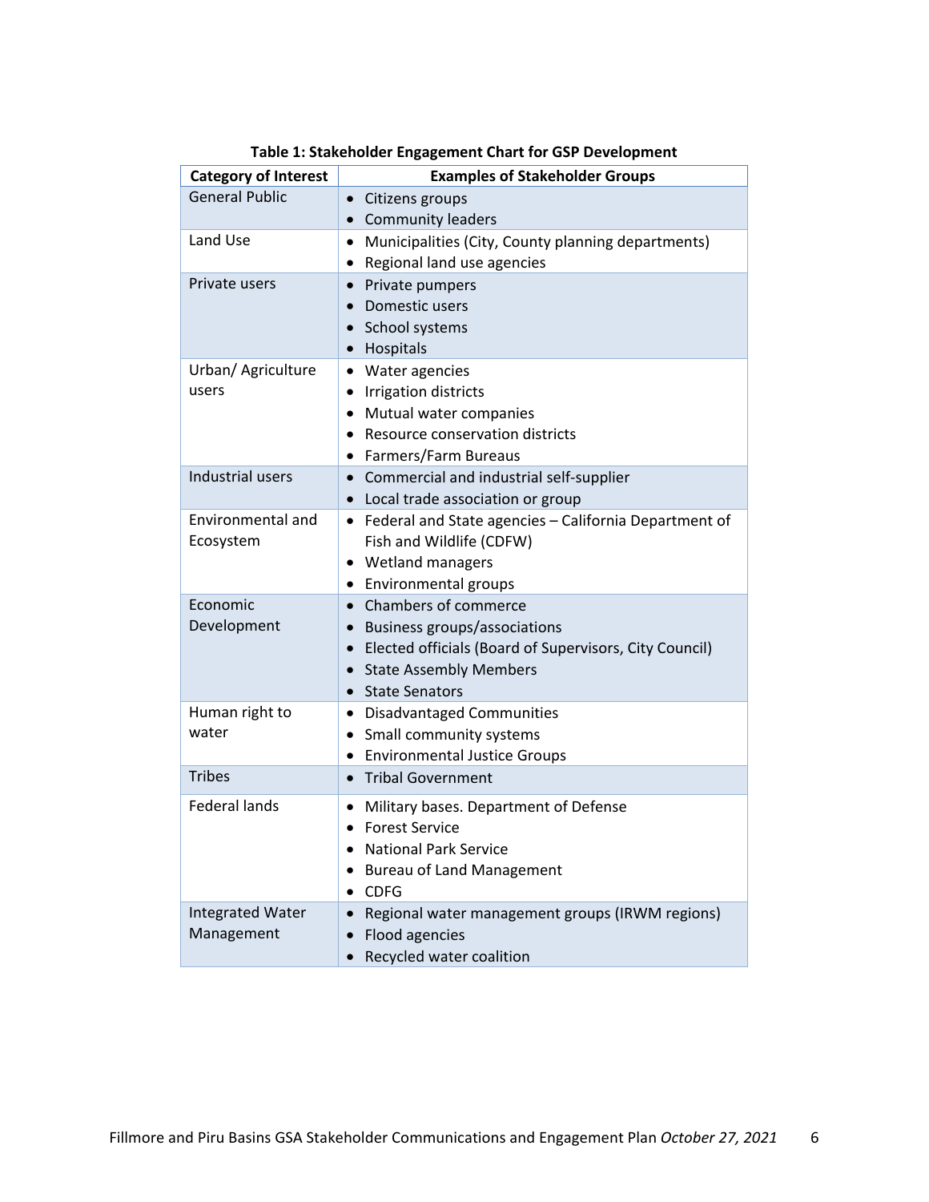**Table 1: Stakeholder Engagement Chart for GSP Development**

| Category of Interest | Examples of Stakeholder Groups |
|---|---|
| General Public | • Citizens groups<br>• Community leaders |
| Land Use | • Municipalities (City, County planning departments)<br>• Regional land use agencies |
| Private users | • Private pumpers<br>• Domestic users<br>• School systems<br>• Hospitals |
| Urban/ Agriculture users | • Water agencies<br>• Irrigation districts<br>• Mutual water companies<br>• Resource conservation districts<br>• Farmers/Farm Bureaus |
| Industrial users | • Commercial and industrial self-supplier<br>• Local trade association or group |
| Environmental and Ecosystem | • Federal and State agencies – California Department of Fish and Wildlife (CDFW)<br>• Wetland managers<br>• Environmental groups |
| Economic Development | • Chambers of commerce<br>• Business groups/associations<br>• Elected officials (Board of Supervisors, City Council)<br>• State Assembly Members<br>• State Senators |
| Human right to water | • Disadvantaged Communities<br>• Small community systems<br>• Environmental Justice Groups |
| Tribes | • Tribal Government |
| Federal lands | • Military bases. Department of Defense<br>• Forest Service<br>• National Park Service<br>• Bureau of Land Management<br>• CDFG |
| Integrated Water Management | • Regional water management groups (IRWM regions)<br>• Flood agencies<br>• Recycled water coalition |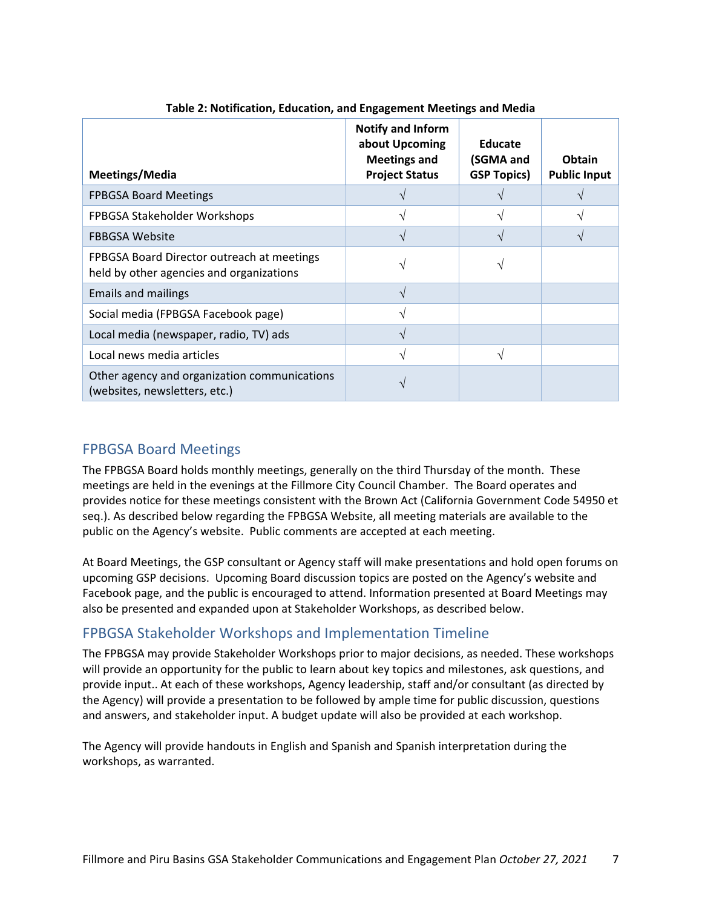**Table 2: Notification, Education, and Engagement Meetings and Media**

| Meetings/Media | Notify and Inform about Upcoming Meetings and Project Status | Educate (SGMA and GSP Topics) | Obtain Public Input |
|---|---|---|---|
| FPBGSA Board Meetings | √ | √ | √ |
| FPBGSA Stakeholder Workshops | √ | √ | √ |
| FBBGSA Website | √ | √ | √ |
| FPBGSA Board Director outreach at meetings held by other agencies and organizations | √ | √ | |
| Emails and mailings | √ | | |
| Social media (FPBGSA Facebook page) | √ | | |
| Local media (newspaper, radio, TV) ads | √ | | |
| Local news media articles | √ | √ | |
| Other agency and organization communications (websites, newsletters, etc.) | √ | | |

## FPBGSA Board Meetings

The FPBGSA Board holds monthly meetings, generally on the third Thursday of the month. These meetings are held in the evenings at the Fillmore City Council Chamber. The Board operates and provides notice for these meetings consistent with the Brown Act (California Government Code 54950 et seq.). As described below regarding the FPBGSA Website, all meeting materials are available to the public on the Agency's website. Public comments are accepted at each meeting.

At Board Meetings, the GSP consultant or Agency staff will make presentations and hold open forums on upcoming GSP decisions. Upcoming Board discussion topics are posted on the Agency's website and Facebook page, and the public is encouraged to attend. Information presented at Board Meetings may also be presented and expanded upon at Stakeholder Workshops, as described below.

## FPBGSA Stakeholder Workshops and Implementation Timeline

The FPBGSA may provide Stakeholder Workshops prior to major decisions, as needed. These workshops will provide an opportunity for the public to learn about key topics and milestones, ask questions, and provide input.. At each of these workshops, Agency leadership, staff and/or consultant (as directed by the Agency) will provide a presentation to be followed by ample time for public discussion, questions and answers, and stakeholder input. A budget update will also be provided at each workshop.

The Agency will provide handouts in English and Spanish and Spanish interpretation during the workshops, as warranted.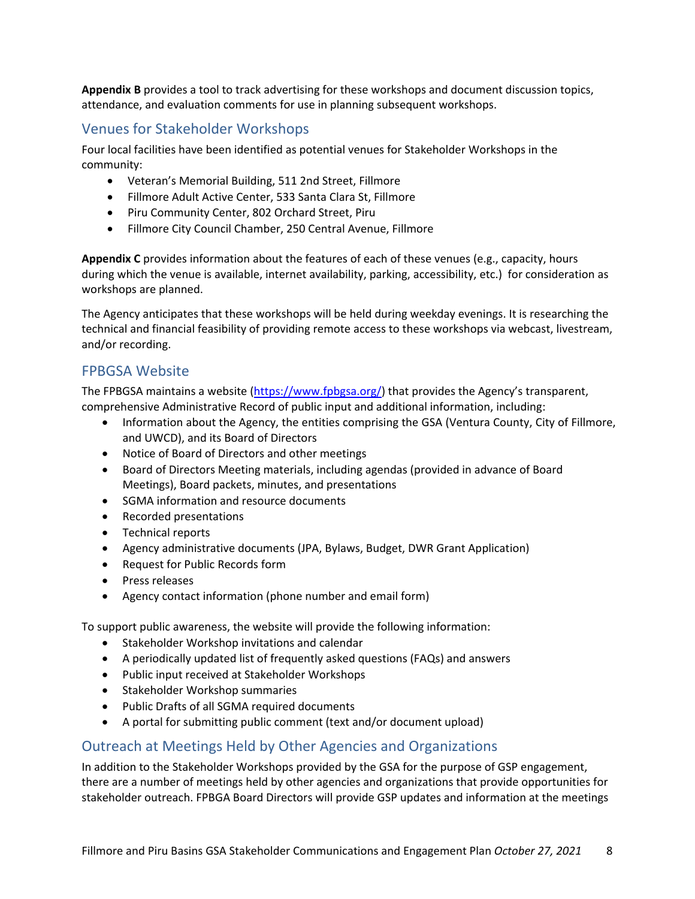**Appendix B** provides a tool to track advertising for these workshops and document discussion topics, attendance, and evaluation comments for use in planning subsequent workshops.

## Venues for Stakeholder Workshops

Four local facilities have been identified as potential venues for Stakeholder Workshops in the community:

- Veteran's Memorial Building, 511 2nd Street, Fillmore
- Fillmore Adult Active Center, 533 Santa Clara St, Fillmore
- Piru Community Center, 802 Orchard Street, Piru
- Fillmore City Council Chamber, 250 Central Avenue, Fillmore

**Appendix C** provides information about the features of each of these venues (e.g., capacity, hours during which the venue is available, internet availability, parking, accessibility, etc.) for consideration as workshops are planned.

The Agency anticipates that these workshops will be held during weekday evenings. It is researching the technical and financial feasibility of providing remote access to these workshops via webcast, livestream, and/or recording.

## FPBGSA Website

The FPBGSA maintains a website (https://www.fpbgsa.org/) that provides the Agency's transparent, comprehensive Administrative Record of public input and additional information, including:

- Information about the Agency, the entities comprising the GSA (Ventura County, City of Fillmore, and UWCD), and its Board of Directors
- Notice of Board of Directors and other meetings
- Board of Directors Meeting materials, including agendas (provided in advance of Board Meetings), Board packets, minutes, and presentations
- SGMA information and resource documents
- Recorded presentations
- Technical reports
- Agency administrative documents (JPA, Bylaws, Budget, DWR Grant Application)
- Request for Public Records form
- Press releases
- Agency contact information (phone number and email form)

To support public awareness, the website will provide the following information:

- Stakeholder Workshop invitations and calendar
- A periodically updated list of frequently asked questions (FAQs) and answers
- Public input received at Stakeholder Workshops
- Stakeholder Workshop summaries
- Public Drafts of all SGMA required documents
- A portal for submitting public comment (text and/or document upload)

## Outreach at Meetings Held by Other Agencies and Organizations

In addition to the Stakeholder Workshops provided by the GSA for the purpose of GSP engagement, there are a number of meetings held by other agencies and organizations that provide opportunities for stakeholder outreach. FPBGA Board Directors will provide GSP updates and information at the meetings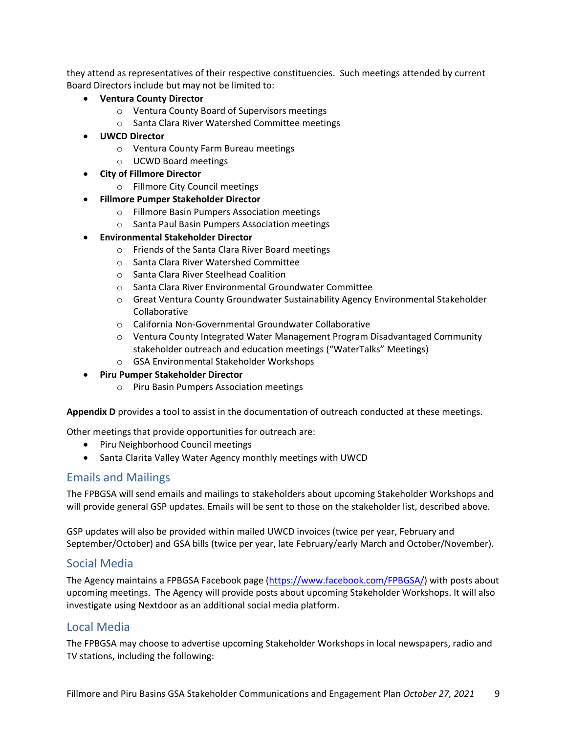they attend as representatives of their respective constituencies. Such meetings attended by current Board Directors include but may not be limited to:

- **Ventura County Director**
  - Ventura County Board of Supervisors meetings
  - Santa Clara River Watershed Committee meetings
- **UWCD Director**
  - Ventura County Farm Bureau meetings
  - UCWD Board meetings
- **City of Fillmore Director**
  - Fillmore City Council meetings
- **Fillmore Pumper Stakeholder Director**
  - Fillmore Basin Pumpers Association meetings
  - Santa Paul Basin Pumpers Association meetings
- **Environmental Stakeholder Director**
  - Friends of the Santa Clara River Board meetings
  - Santa Clara River Watershed Committee
  - Santa Clara River Steelhead Coalition
  - Santa Clara River Environmental Groundwater Committee
  - Great Ventura County Groundwater Sustainability Agency Environmental Stakeholder Collaborative
  - California Non-Governmental Groundwater Collaborative
  - Ventura County Integrated Water Management Program Disadvantaged Community stakeholder outreach and education meetings ("WaterTalks" Meetings)
  - GSA Environmental Stakeholder Workshops
- **Piru Pumper Stakeholder Director**
  - Piru Basin Pumpers Association meetings

**Appendix D** provides a tool to assist in the documentation of outreach conducted at these meetings.

Other meetings that provide opportunities for outreach are:

- Piru Neighborhood Council meetings
- Santa Clarita Valley Water Agency monthly meetings with UWCD

## Emails and Mailings

The FPBGSA will send emails and mailings to stakeholders about upcoming Stakeholder Workshops and will provide general GSP updates. Emails will be sent to those on the stakeholder list, described above.

GSP updates will also be provided within mailed UWCD invoices (twice per year, February and September/October) and GSA bills (twice per year, late February/early March and October/November).

## Social Media

The Agency maintains a FPBGSA Facebook page (https://www.facebook.com/FPBGSA/) with posts about upcoming meetings. The Agency will provide posts about upcoming Stakeholder Workshops. It will also investigate using Nextdoor as an additional social media platform.

## Local Media

The FPBGSA may choose to advertise upcoming Stakeholder Workshops in local newspapers, radio and TV stations, including the following: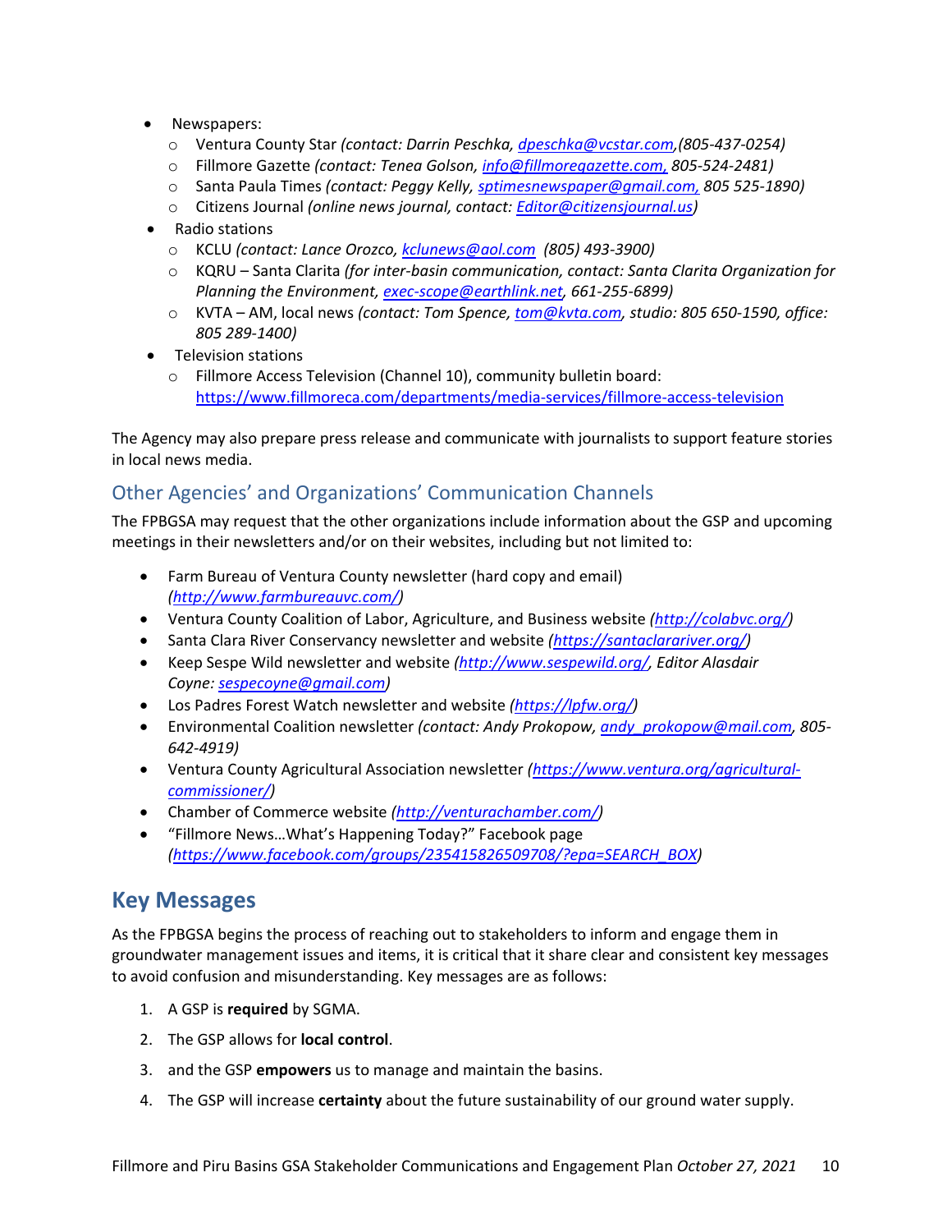- Newspapers:
  - Ventura County Star *(contact: Darrin Peschka, dpeschka@vcstar.com,(805-437-0254)*
  - Fillmore Gazette *(contact: Tenea Golson, info@fillmoregazette.com, 805-524-2481)*
  - Santa Paula Times *(contact: Peggy Kelly, sptimesnewspaper@gmail.com, 805 525-1890)*
  - Citizens Journal *(online news journal, contact: Editor@citizensjournal.us)*
- Radio stations
  - KCLU *(contact: Lance Orozco, kclunews@aol.com (805) 493-3900)*
  - KQRU – Santa Clarita *(for inter-basin communication, contact: Santa Clarita Organization for Planning the Environment, exec-scope@earthlink.net, 661-255-6899)*
  - KVTA – AM, local news *(contact: Tom Spence, tom@kvta.com, studio: 805 650-1590, office: 805 289-1400)*
- Television stations
  - Fillmore Access Television (Channel 10), community bulletin board: https://www.fillmoreca.com/departments/media-services/fillmore-access-television

The Agency may also prepare press release and communicate with journalists to support feature stories in local news media.

### Other Agencies' and Organizations' Communication Channels

The FPBGSA may request that the other organizations include information about the GSP and upcoming meetings in their newsletters and/or on their websites, including but not limited to:

- Farm Bureau of Ventura County newsletter (hard copy and email) *(http://www.farmbureauvc.com/)*
- Ventura County Coalition of Labor, Agriculture, and Business website *(http://colabvc.org/)*
- Santa Clara River Conservancy newsletter and website *(https://santaclarariver.org/)*
- Keep Sespe Wild newsletter and website *(http://www.sespewild.org/, Editor Alasdair Coyne: sespecoyne@gmail.com)*
- Los Padres Forest Watch newsletter and website *(https://lpfw.org/)*
- Environmental Coalition newsletter *(contact: Andy Prokopow, andy_prokopow@mail.com, 805-642-4919)*
- Ventura County Agricultural Association newsletter *(https://www.ventura.org/agricultural-commissioner/)*
- Chamber of Commerce website *(http://venturachamber.com/)*
- "Fillmore News…What's Happening Today?" Facebook page *(https://www.facebook.com/groups/235415826509708/?epa=SEARCH_BOX)*

## Key Messages

As the FPBGSA begins the process of reaching out to stakeholders to inform and engage them in groundwater management issues and items, it is critical that it share clear and consistent key messages to avoid confusion and misunderstanding. Key messages are as follows:

1. A GSP is **required** by SGMA.
2. The GSP allows for **local control**.
3. and the GSP **empowers** us to manage and maintain the basins.
4. The GSP will increase **certainty** about the future sustainability of our ground water supply.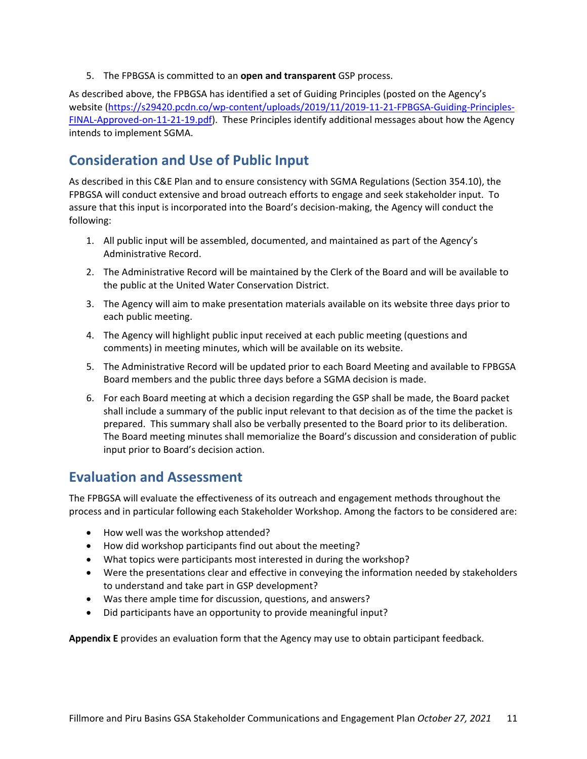5. The FPBGSA is committed to an **open and transparent** GSP process.

As described above, the FPBGSA has identified a set of Guiding Principles (posted on the Agency's website (https://s29420.pcdn.co/wp-content/uploads/2019/11/2019-11-21-FPBGSA-Guiding-Principles-FINAL-Approved-on-11-21-19.pdf). These Principles identify additional messages about how the Agency intends to implement SGMA.

## Consideration and Use of Public Input

As described in this C&E Plan and to ensure consistency with SGMA Regulations (Section 354.10), the FPBGSA will conduct extensive and broad outreach efforts to engage and seek stakeholder input. To assure that this input is incorporated into the Board's decision-making, the Agency will conduct the following:

1. All public input will be assembled, documented, and maintained as part of the Agency's Administrative Record.
2. The Administrative Record will be maintained by the Clerk of the Board and will be available to the public at the United Water Conservation District.
3. The Agency will aim to make presentation materials available on its website three days prior to each public meeting.
4. The Agency will highlight public input received at each public meeting (questions and comments) in meeting minutes, which will be available on its website.
5. The Administrative Record will be updated prior to each Board Meeting and available to FPBGSA Board members and the public three days before a SGMA decision is made.
6. For each Board meeting at which a decision regarding the GSP shall be made, the Board packet shall include a summary of the public input relevant to that decision as of the time the packet is prepared. This summary shall also be verbally presented to the Board prior to its deliberation. The Board meeting minutes shall memorialize the Board's discussion and consideration of public input prior to Board's decision action.

## Evaluation and Assessment

The FPBGSA will evaluate the effectiveness of its outreach and engagement methods throughout the process and in particular following each Stakeholder Workshop. Among the factors to be considered are:

- How well was the workshop attended?
- How did workshop participants find out about the meeting?
- What topics were participants most interested in during the workshop?
- Were the presentations clear and effective in conveying the information needed by stakeholders to understand and take part in GSP development?
- Was there ample time for discussion, questions, and answers?
- Did participants have an opportunity to provide meaningful input?

**Appendix E** provides an evaluation form that the Agency may use to obtain participant feedback.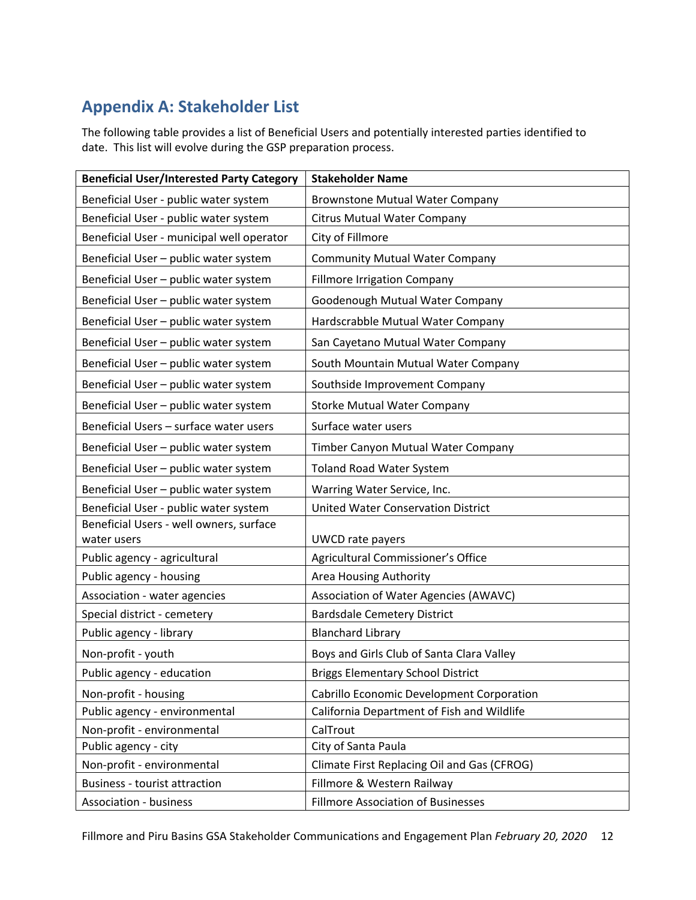## Appendix A: Stakeholder List

The following table provides a list of Beneficial Users and potentially interested parties identified to date. This list will evolve during the GSP preparation process.

| Beneficial User/Interested Party Category | Stakeholder Name |
|---|---|
| Beneficial User - public water system | Brownstone Mutual Water Company |
| Beneficial User - public water system | Citrus Mutual Water Company |
| Beneficial User - municipal well operator | City of Fillmore |
| Beneficial User – public water system | Community Mutual Water Company |
| Beneficial User – public water system | Fillmore Irrigation Company |
| Beneficial User – public water system | Goodenough Mutual Water Company |
| Beneficial User – public water system | Hardscrabble Mutual Water Company |
| Beneficial User – public water system | San Cayetano Mutual Water Company |
| Beneficial User – public water system | South Mountain Mutual Water Company |
| Beneficial User – public water system | Southside Improvement Company |
| Beneficial User – public water system | Storke Mutual Water Company |
| Beneficial Users – surface water users | Surface water users |
| Beneficial User – public water system | Timber Canyon Mutual Water Company |
| Beneficial User – public water system | Toland Road Water System |
| Beneficial User – public water system | Warring Water Service, Inc. |
| Beneficial User - public water system | United Water Conservation District |
| Beneficial Users - well owners, surface water users | UWCD rate payers |
| Public agency - agricultural | Agricultural Commissioner's Office |
| Public agency - housing | Area Housing Authority |
| Association - water agencies | Association of Water Agencies (AWAVC) |
| Special district - cemetery | Bardsdale Cemetery District |
| Public agency - library | Blanchard Library |
| Non-profit - youth | Boys and Girls Club of Santa Clara Valley |
| Public agency - education | Briggs Elementary School District |
| Non-profit - housing | Cabrillo Economic Development Corporation |
| Public agency - environmental | California Department of Fish and Wildlife |
| Non-profit - environmental | CalTrout |
| Public agency - city | City of Santa Paula |
| Non-profit - environmental | Climate First Replacing Oil and Gas (CFROG) |
| Business - tourist attraction | Fillmore & Western Railway |
| Association - business | Fillmore Association of Businesses |

Fillmore and Piru Basins GSA Stakeholder Communications and Engagement Plan *February 20, 2020*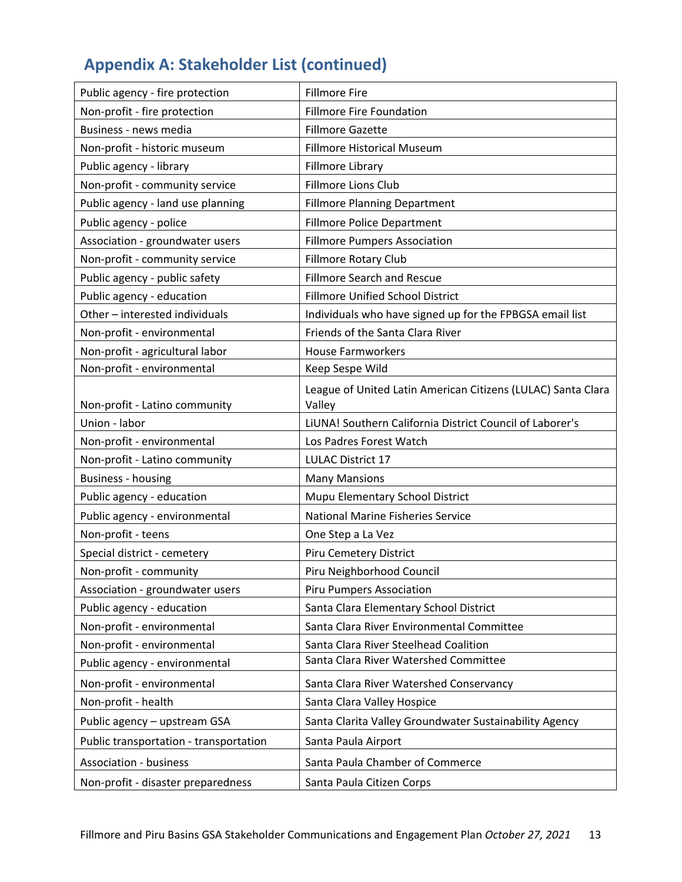## Appendix A: Stakeholder List (continued)

| | |
|---|---|
| Public agency - fire protection | Fillmore Fire |
| Non-profit - fire protection | Fillmore Fire Foundation |
| Business - news media | Fillmore Gazette |
| Non-profit - historic museum | Fillmore Historical Museum |
| Public agency - library | Fillmore Library |
| Non-profit - community service | Fillmore Lions Club |
| Public agency - land use planning | Fillmore Planning Department |
| Public agency - police | Fillmore Police Department |
| Association - groundwater users | Fillmore Pumpers Association |
| Non-profit - community service | Fillmore Rotary Club |
| Public agency - public safety | Fillmore Search and Rescue |
| Public agency - education | Fillmore Unified School District |
| Other – interested individuals | Individuals who have signed up for the FPBGSA email list |
| Non-profit - environmental | Friends of the Santa Clara River |
| Non-profit - agricultural labor | House Farmworkers |
| Non-profit - environmental | Keep Sespe Wild |
| Non-profit - Latino community | League of United Latin American Citizens (LULAC) Santa Clara Valley |
| Union - labor | LiUNA! Southern California District Council of Laborer's |
| Non-profit - environmental | Los Padres Forest Watch |
| Non-profit - Latino community | LULAC District 17 |
| Business - housing | Many Mansions |
| Public agency - education | Mupu Elementary School District |
| Public agency - environmental | National Marine Fisheries Service |
| Non-profit - teens | One Step a La Vez |
| Special district - cemetery | Piru Cemetery District |
| Non-profit - community | Piru Neighborhood Council |
| Association - groundwater users | Piru Pumpers Association |
| Public agency - education | Santa Clara Elementary School District |
| Non-profit - environmental | Santa Clara River Environmental Committee |
| Non-profit - environmental | Santa Clara River Steelhead Coalition |
| Public agency - environmental | Santa Clara River Watershed Committee |
| Non-profit - environmental | Santa Clara River Watershed Conservancy |
| Non-profit - health | Santa Clara Valley Hospice |
| Public agency – upstream GSA | Santa Clarita Valley Groundwater Sustainability Agency |
| Public transportation - transportation | Santa Paula Airport |
| Association - business | Santa Paula Chamber of Commerce |
| Non-profit - disaster preparedness | Santa Paula Citizen Corps |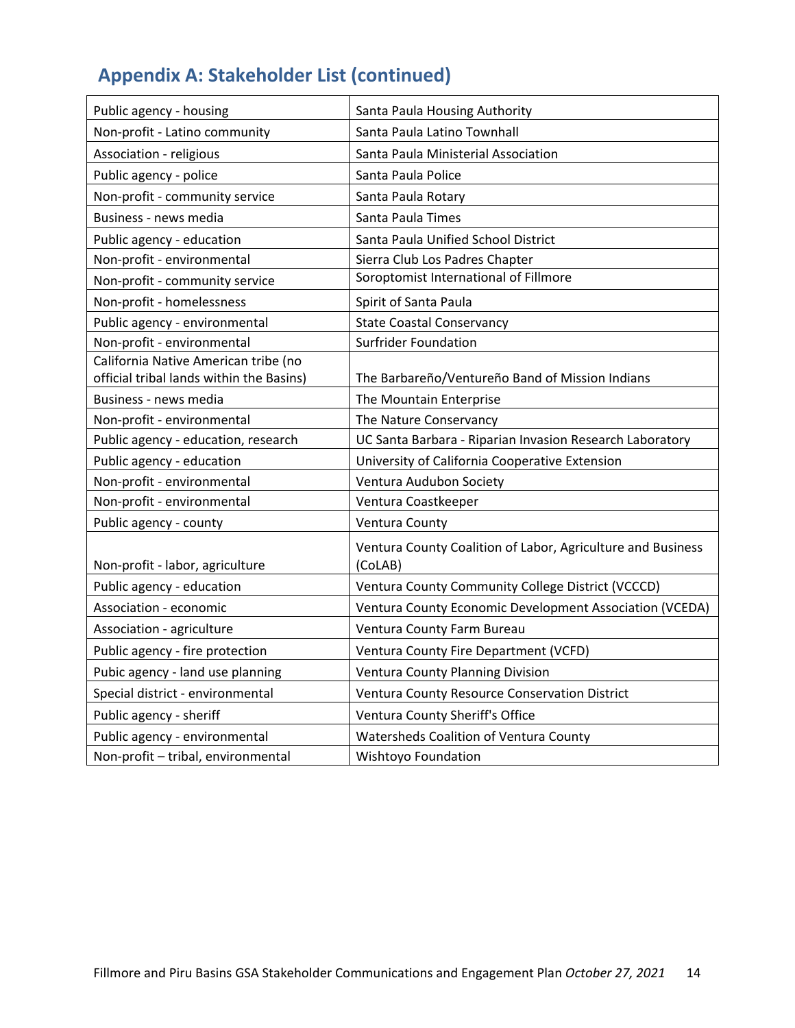## Appendix A: Stakeholder List (continued)

| | |
|---|---|
| Public agency - housing | Santa Paula Housing Authority |
| Non-profit - Latino community | Santa Paula Latino Townhall |
| Association - religious | Santa Paula Ministerial Association |
| Public agency - police | Santa Paula Police |
| Non-profit - community service | Santa Paula Rotary |
| Business - news media | Santa Paula Times |
| Public agency - education | Santa Paula Unified School District |
| Non-profit - environmental | Sierra Club Los Padres Chapter |
| Non-profit - community service | Soroptomist International of Fillmore |
| Non-profit - homelessness | Spirit of Santa Paula |
| Public agency - environmental | State Coastal Conservancy |
| Non-profit - environmental | Surfrider Foundation |
| California Native American tribe (no official tribal lands within the Basins) | The Barbareño/Ventureño Band of Mission Indians |
| Business - news media | The Mountain Enterprise |
| Non-profit - environmental | The Nature Conservancy |
| Public agency - education, research | UC Santa Barbara - Riparian Invasion Research Laboratory |
| Public agency - education | University of California Cooperative Extension |
| Non-profit - environmental | Ventura Audubon Society |
| Non-profit - environmental | Ventura Coastkeeper |
| Public agency - county | Ventura County |
| Non-profit - labor, agriculture | Ventura County Coalition of Labor, Agriculture and Business (CoLAB) |
| Public agency - education | Ventura County Community College District (VCCCD) |
| Association - economic | Ventura County Economic Development Association (VCEDA) |
| Association - agriculture | Ventura County Farm Bureau |
| Public agency - fire protection | Ventura County Fire Department (VCFD) |
| Pubic agency - land use planning | Ventura County Planning Division |
| Special district - environmental | Ventura County Resource Conservation District |
| Public agency - sheriff | Ventura County Sheriff's Office |
| Public agency - environmental | Watersheds Coalition of Ventura County |
| Non-profit – tribal, environmental | Wishtoyo Foundation |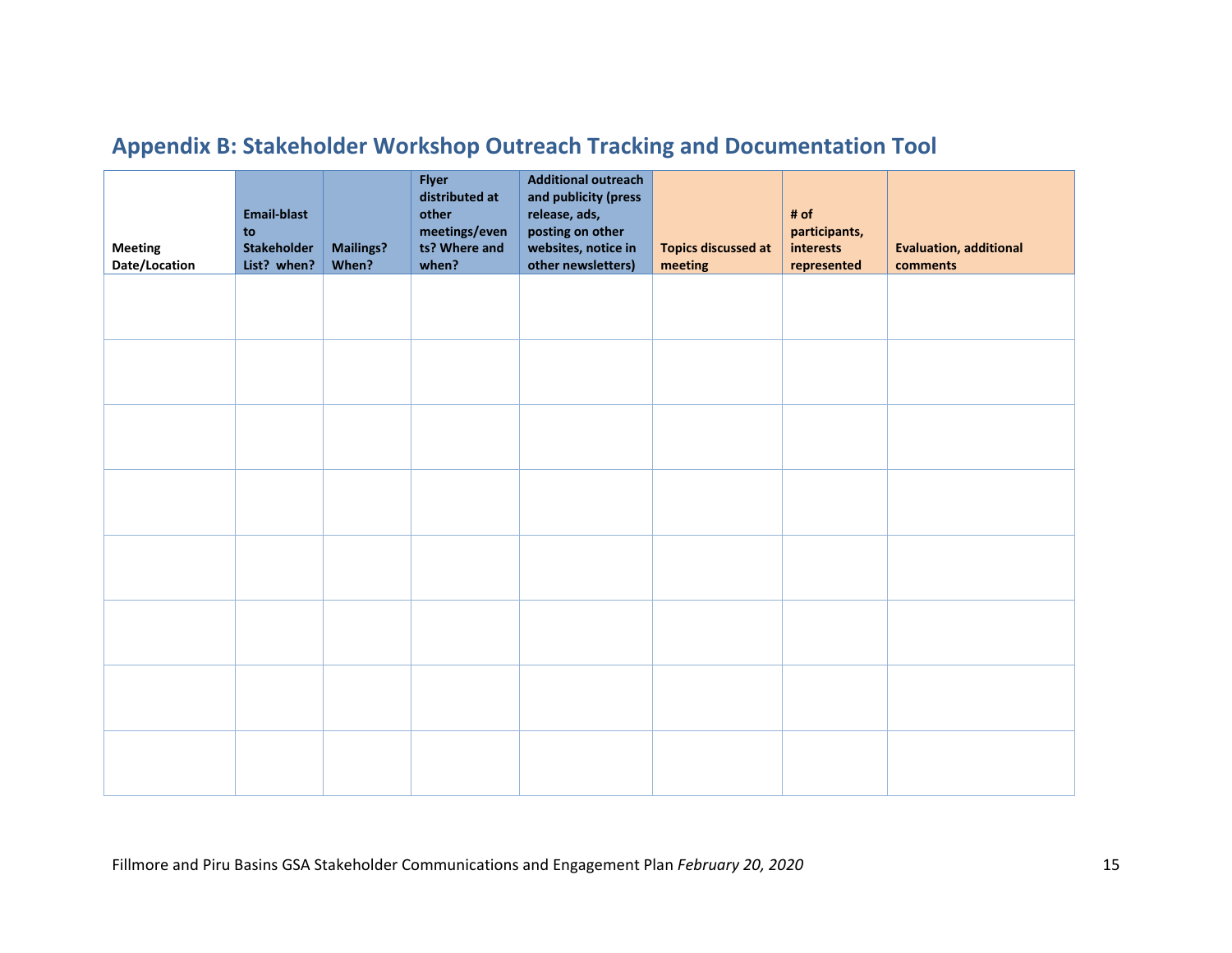## Appendix B: Stakeholder Workshop Outreach Tracking and Documentation Tool

| Meeting Date/Location | Email-blast to Stakeholder List? when? | Mailings? When? | Flyer distributed at other meetings/events? Where and when? | Additional outreach and publicity (press release, ads, posting on other websites, notice in other newsletters) | Topics discussed at meeting | # of participants, interests represented | Evaluation, additional comments |
|---|---|---|---|---|---|---|---|
| | | | | | | | |
| | | | | | | | |
| | | | | | | | |
| | | | | | | | |
| | | | | | | | |
| | | | | | | | |
| | | | | | | | |
| | | | | | | | |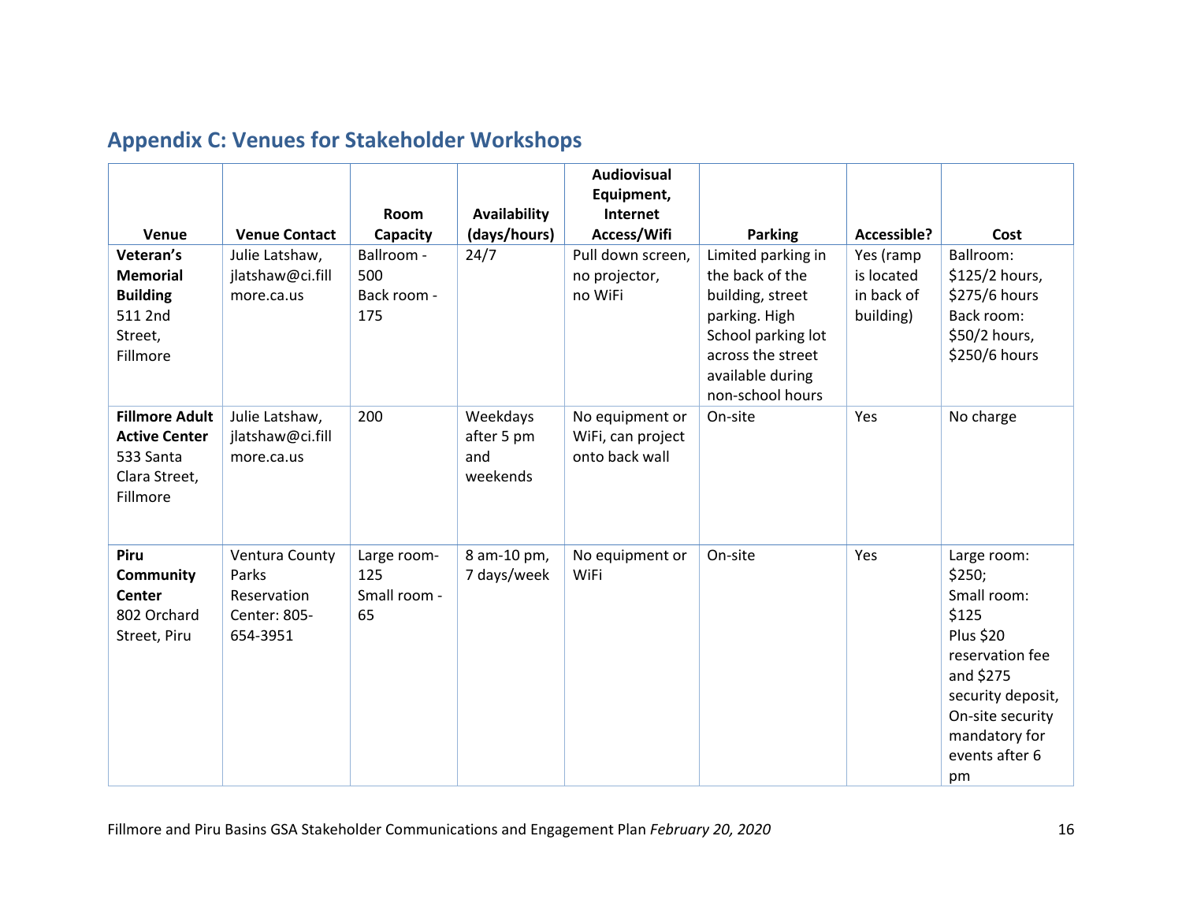## Appendix C: Venues for Stakeholder Workshops

| Venue | Venue Contact | Room Capacity | Availability (days/hours) | Audiovisual Equipment, Internet Access/Wifi | Parking | Accessible? | Cost |
|---|---|---|---|---|---|---|---|
| **Veteran's Memorial Building** 511 2nd Street, Fillmore | Julie Latshaw, jlatshaw@ci.fillmore.ca.us | Ballroom - 500<br>Back room - 175 | 24/7 | Pull down screen, no projector, no WiFi | Limited parking in the back of the building, street parking. High School parking lot across the street available during non-school hours | Yes (ramp is located in back of building) | Ballroom: $125/2 hours, $275/6 hours<br>Back room: $50/2 hours, $250/6 hours |
| **Fillmore Adult Active Center** 533 Santa Clara Street, Fillmore | Julie Latshaw, jlatshaw@ci.fillmore.ca.us | 200 | Weekdays after 5 pm and weekends | No equipment or WiFi, can project onto back wall | On-site | Yes | No charge |
| **Piru Community Center** 802 Orchard Street, Piru | Ventura County Parks Reservation Center: 805-654-3951 | Large room- 125<br>Small room - 65 | 8 am-10 pm, 7 days/week | No equipment or WiFi | On-site | Yes | Large room: $250;<br>Small room: $125<br>Plus $20 reservation fee and $275 security deposit, On-site security mandatory for events after 6 pm |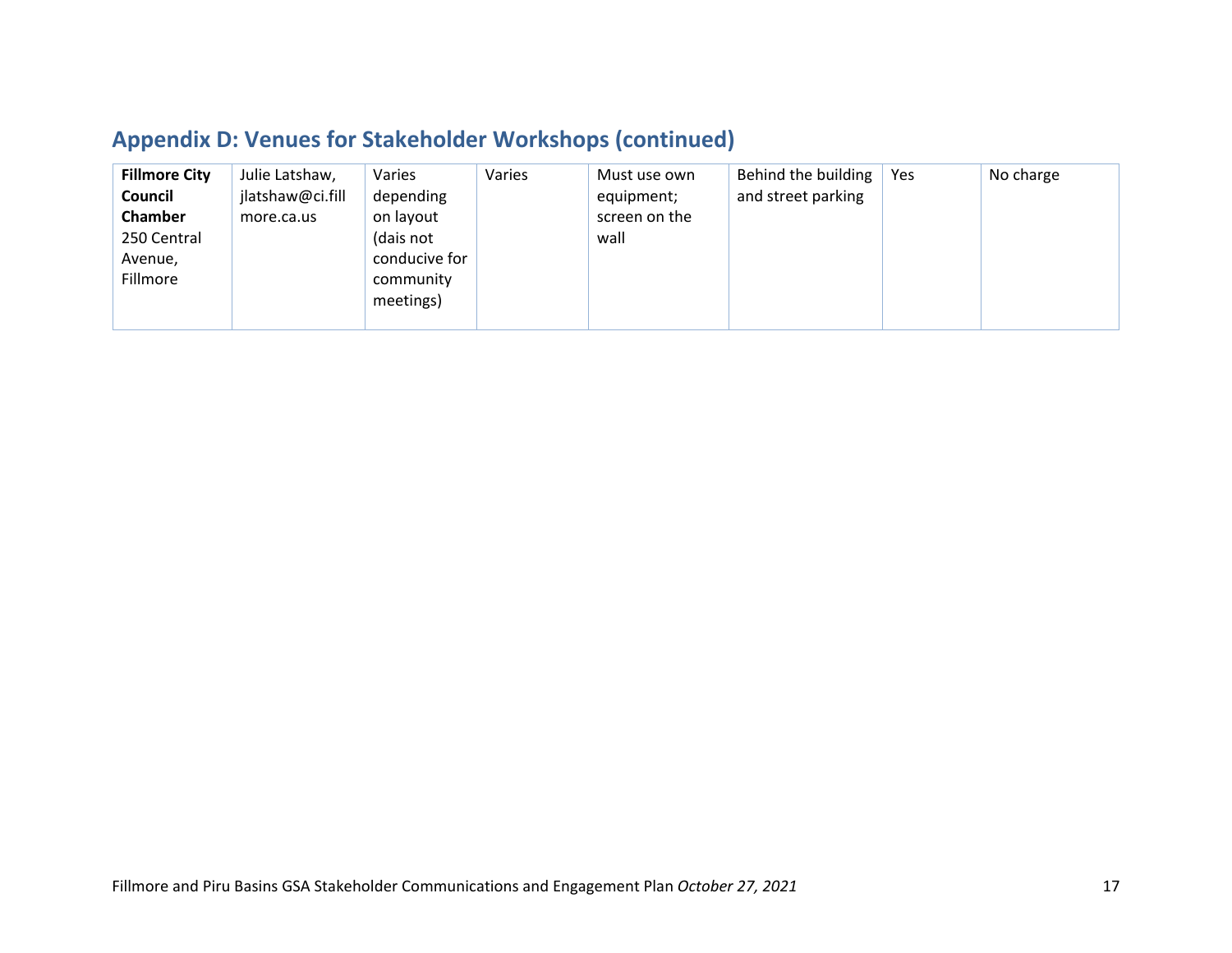## Appendix D: Venues for Stakeholder Workshops (continued)

| | | | | | | | |
|---|---|---|---|---|---|---|---|
| **Fillmore City Council Chamber** 250 Central Avenue, Fillmore | Julie Latshaw, jlatshaw@ci.fillmore.ca.us | Varies depending on layout (dais not conducive for community meetings) | Varies | Must use own equipment; screen on the wall | Behind the building and street parking | Yes | No charge |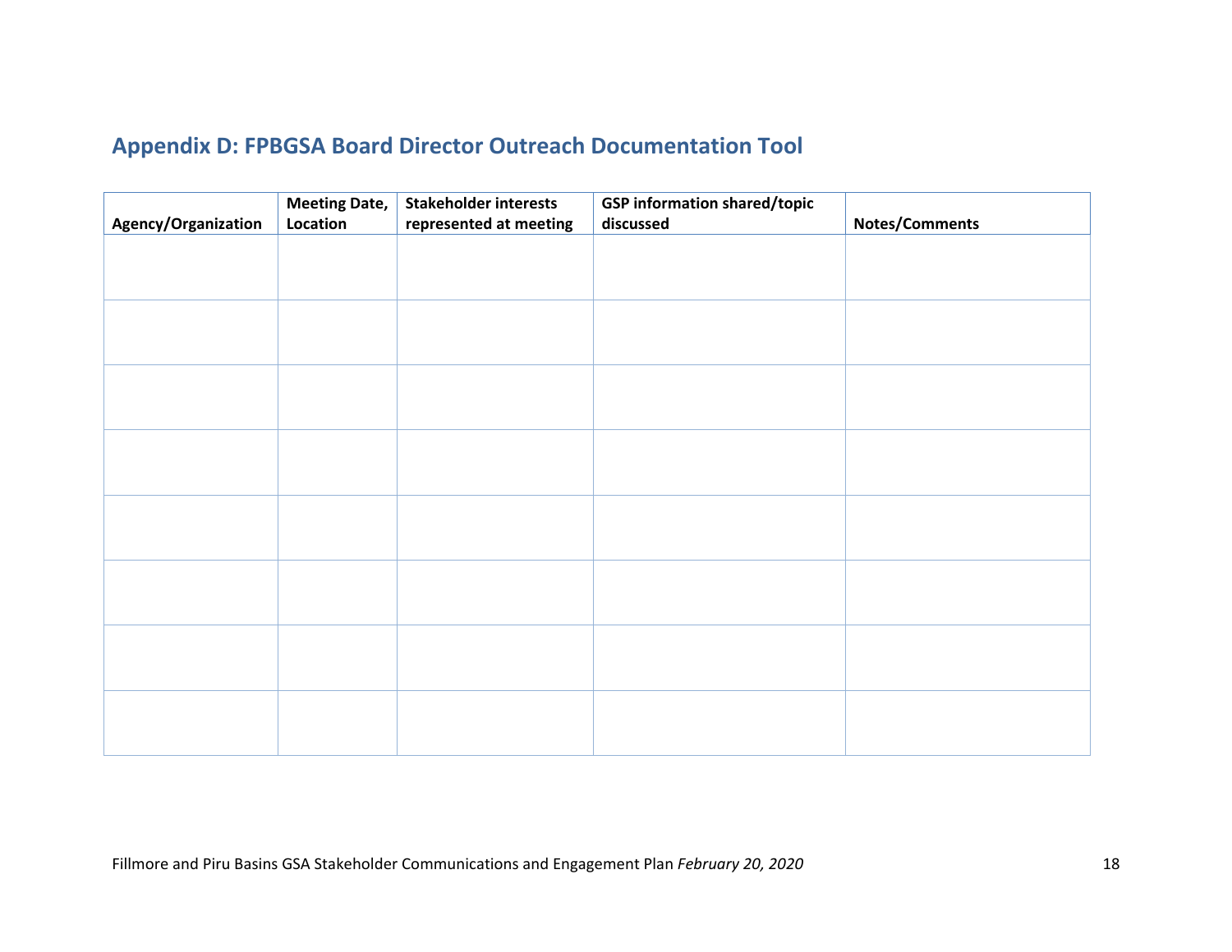## Appendix D: FPBGSA Board Director Outreach Documentation Tool

| Agency/Organization | Meeting Date, Location | Stakeholder interests represented at meeting | GSP information shared/topic discussed | Notes/Comments |
|---|---|---|---|---|
| | | | | |
| | | | | |
| | | | | |
| | | | | |
| | | | | |
| | | | | |
| | | | | |
| | | | | |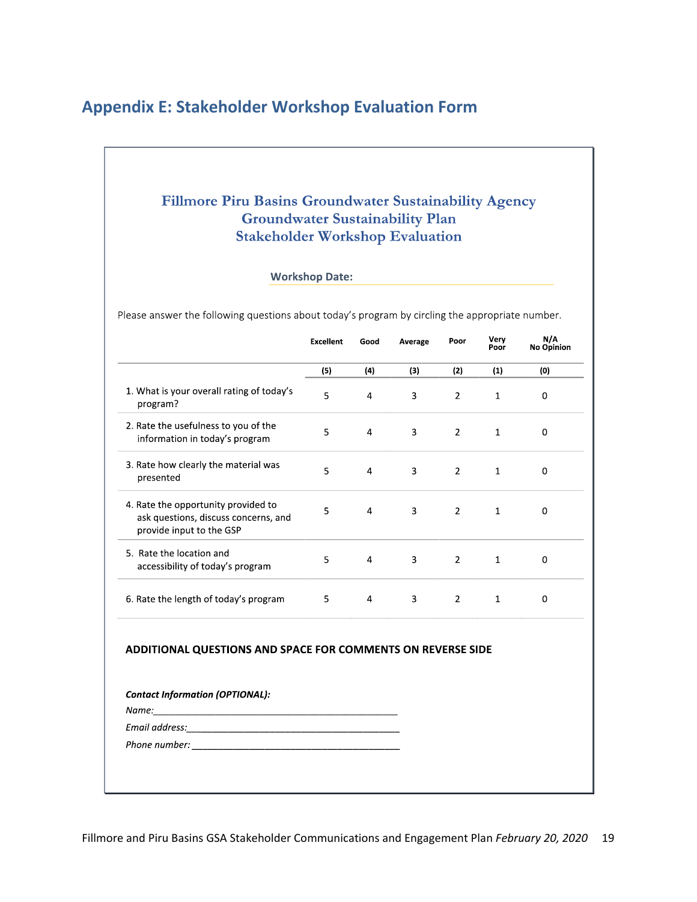## Appendix E: Stakeholder Workshop Evaluation Form

### Fillmore Piru Basins Groundwater Sustainability Agency
### Groundwater Sustainability Plan
### Stakeholder Workshop Evaluation

**Workshop Date:** \_\_\_\_\_\_\_\_\_\_\_\_\_\_\_\_\_\_\_\_\_\_\_\_\_\_\_\_\_\_

Please answer the following questions about today's program by circling the appropriate number.

| | Excellent | Good | Average | Poor | Very Poor | N/A No Opinion |
|---|---|---|---|---|---|---|
| | (5) | (4) | (3) | (2) | (1) | (0) |
| 1. What is your overall rating of today's program? | 5 | 4 | 3 | 2 | 1 | 0 |
| 2. Rate the usefulness to you of the information in today's program | 5 | 4 | 3 | 2 | 1 | 0 |
| 3. Rate how clearly the material was presented | 5 | 4 | 3 | 2 | 1 | 0 |
| 4. Rate the opportunity provided to ask questions, discuss concerns, and provide input to the GSP | 5 | 4 | 3 | 2 | 1 | 0 |
| 5. Rate the location and accessibility of today's program | 5 | 4 | 3 | 2 | 1 | 0 |
| 6. Rate the length of today's program | 5 | 4 | 3 | 2 | 1 | 0 |

**ADDITIONAL QUESTIONS AND SPACE FOR COMMENTS ON REVERSE SIDE**

***Contact Information (OPTIONAL):***

*Name:*\_\_\_\_\_\_\_\_\_\_\_\_\_\_\_\_\_\_\_\_\_\_\_\_\_\_\_\_\_\_\_\_\_\_\_\_\_\_\_\_

*Email address:*\_\_\_\_\_\_\_\_\_\_\_\_\_\_\_\_\_\_\_\_\_\_\_\_\_\_\_\_\_\_\_\_\_\_\_

*Phone number:* \_\_\_\_\_\_\_\_\_\_\_\_\_\_\_\_\_\_\_\_\_\_\_\_\_\_\_\_\_\_\_\_\_\_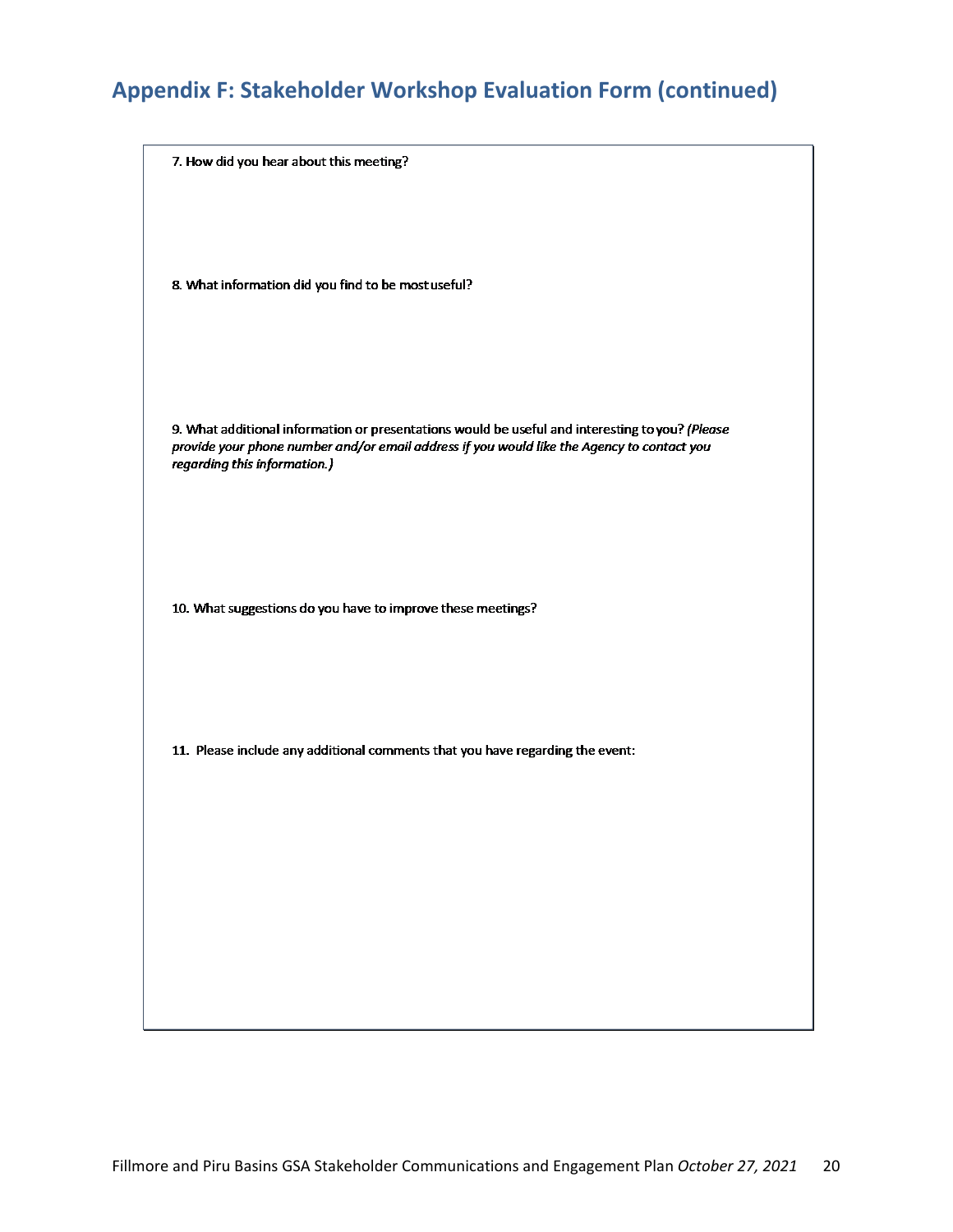## Appendix F: Stakeholder Workshop Evaluation Form (continued)

7. How did you hear about this meeting?

8. What information did you find to be most useful?

9. What additional information or presentations would be useful and interesting to you? *(Please provide your phone number and/or email address if you would like the Agency to contact you regarding this information.)*

10. What suggestions do you have to improve these meetings?

11. Please include any additional comments that you have regarding the event: